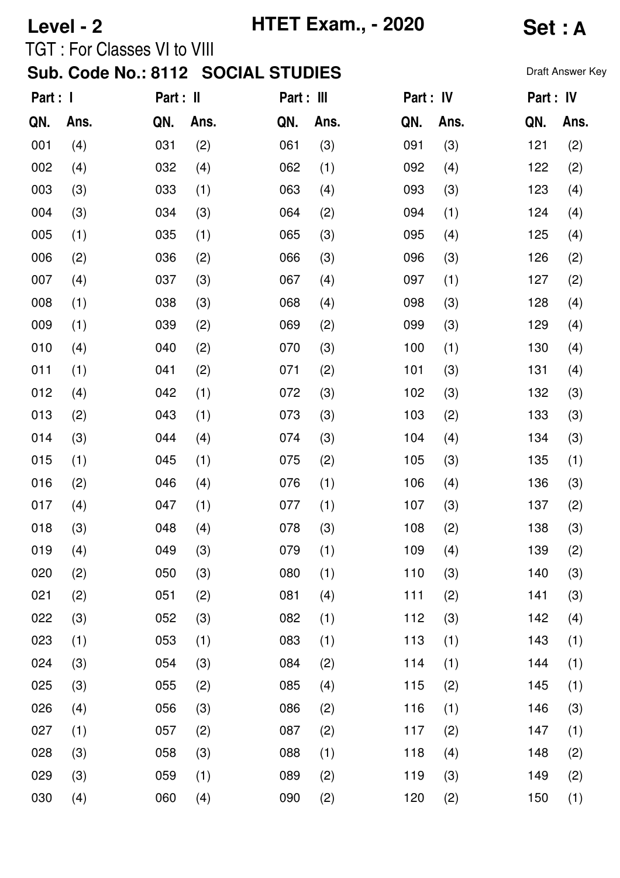**Level - 2** **HTET Exam., - 2020** **Set : A**

TGT : For Classes VI to VIII

## Sub. Code No.: 8112 SOCIAL STUDIES

Draft Answer Key

| Part : I | | Part : II | | Part : III | | Part : IV | | Part : IV | |
|---|---|---|---|---|---|---|---|---|---|
| **QN.** | **Ans.** | **QN.** | **Ans.** | **QN.** | **Ans.** | **QN.** | **Ans.** | **QN.** | **Ans.** |
| 001 | (4) | 031 | (2) | 061 | (3) | 091 | (3) | 121 | (2) |
| 002 | (4) | 032 | (4) | 062 | (1) | 092 | (4) | 122 | (2) |
| 003 | (3) | 033 | (1) | 063 | (4) | 093 | (3) | 123 | (4) |
| 004 | (3) | 034 | (3) | 064 | (2) | 094 | (1) | 124 | (4) |
| 005 | (1) | 035 | (1) | 065 | (3) | 095 | (4) | 125 | (4) |
| 006 | (2) | 036 | (2) | 066 | (3) | 096 | (3) | 126 | (2) |
| 007 | (4) | 037 | (3) | 067 | (4) | 097 | (1) | 127 | (2) |
| 008 | (1) | 038 | (3) | 068 | (4) | 098 | (3) | 128 | (4) |
| 009 | (1) | 039 | (2) | 069 | (2) | 099 | (3) | 129 | (4) |
| 010 | (4) | 040 | (2) | 070 | (3) | 100 | (1) | 130 | (4) |
| 011 | (1) | 041 | (2) | 071 | (2) | 101 | (3) | 131 | (4) |
| 012 | (4) | 042 | (1) | 072 | (3) | 102 | (3) | 132 | (3) |
| 013 | (2) | 043 | (1) | 073 | (3) | 103 | (2) | 133 | (3) |
| 014 | (3) | 044 | (4) | 074 | (3) | 104 | (4) | 134 | (3) |
| 015 | (1) | 045 | (1) | 075 | (2) | 105 | (3) | 135 | (1) |
| 016 | (2) | 046 | (4) | 076 | (1) | 106 | (4) | 136 | (3) |
| 017 | (4) | 047 | (1) | 077 | (1) | 107 | (3) | 137 | (2) |
| 018 | (3) | 048 | (4) | 078 | (3) | 108 | (2) | 138 | (3) |
| 019 | (4) | 049 | (3) | 079 | (1) | 109 | (4) | 139 | (2) |
| 020 | (2) | 050 | (3) | 080 | (1) | 110 | (3) | 140 | (3) |
| 021 | (2) | 051 | (2) | 081 | (4) | 111 | (2) | 141 | (3) |
| 022 | (3) | 052 | (3) | 082 | (1) | 112 | (3) | 142 | (4) |
| 023 | (1) | 053 | (1) | 083 | (1) | 113 | (1) | 143 | (1) |
| 024 | (3) | 054 | (3) | 084 | (2) | 114 | (1) | 144 | (1) |
| 025 | (3) | 055 | (2) | 085 | (4) | 115 | (2) | 145 | (1) |
| 026 | (4) | 056 | (3) | 086 | (2) | 116 | (1) | 146 | (3) |
| 027 | (1) | 057 | (2) | 087 | (2) | 117 | (2) | 147 | (1) |
| 028 | (3) | 058 | (3) | 088 | (1) | 118 | (4) | 148 | (2) |
| 029 | (3) | 059 | (1) | 089 | (2) | 119 | (3) | 149 | (2) |
| 030 | (4) | 060 | (4) | 090 | (2) | 120 | (2) | 150 | (1) |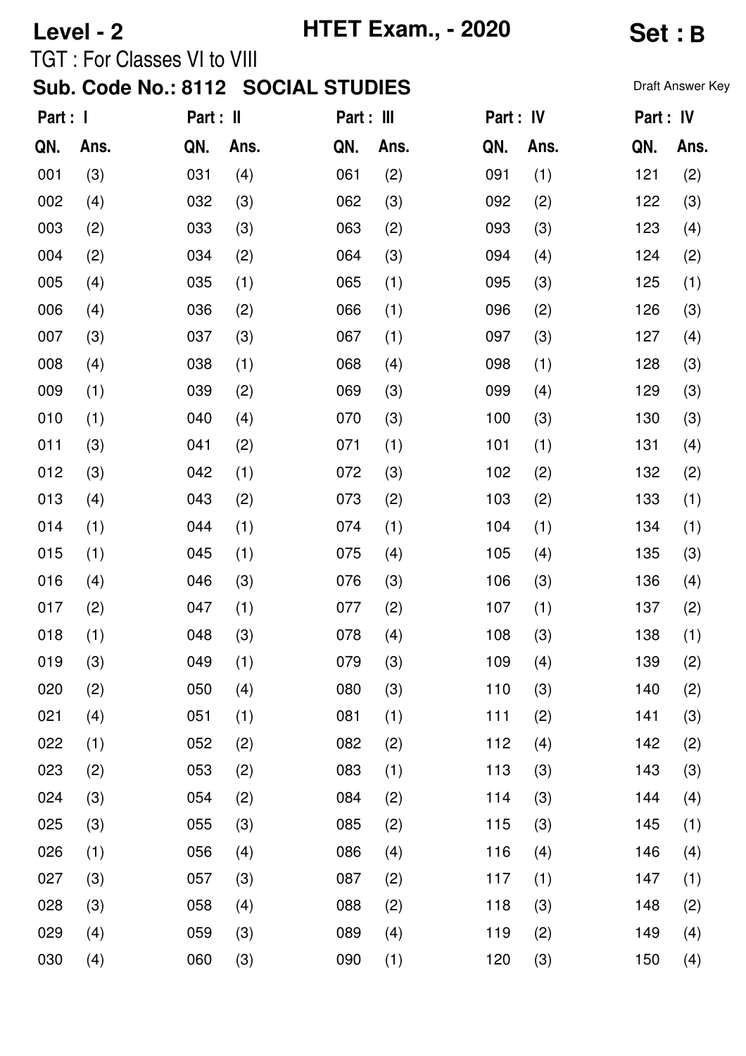**Level - 2** **HTET Exam., - 2020** **Set : B**

TGT : For Classes VI to VIII

**Sub. Code No.: 8112 SOCIAL STUDIES**

Draft Answer Key

| Part : I | | Part : II | | Part : III | | Part : IV | | Part : IV | |
|---|---|---|---|---|---|---|---|---|---|
| **QN.** | **Ans.** | **QN.** | **Ans.** | **QN.** | **Ans.** | **QN.** | **Ans.** | **QN.** | **Ans.** |
| 001 | (3) | 031 | (4) | 061 | (2) | 091 | (1) | 121 | (2) |
| 002 | (4) | 032 | (3) | 062 | (3) | 092 | (2) | 122 | (3) |
| 003 | (2) | 033 | (3) | 063 | (2) | 093 | (3) | 123 | (4) |
| 004 | (2) | 034 | (2) | 064 | (3) | 094 | (4) | 124 | (2) |
| 005 | (4) | 035 | (1) | 065 | (1) | 095 | (3) | 125 | (1) |
| 006 | (4) | 036 | (2) | 066 | (1) | 096 | (2) | 126 | (3) |
| 007 | (3) | 037 | (3) | 067 | (1) | 097 | (3) | 127 | (4) |
| 008 | (4) | 038 | (1) | 068 | (4) | 098 | (1) | 128 | (3) |
| 009 | (1) | 039 | (2) | 069 | (3) | 099 | (4) | 129 | (3) |
| 010 | (1) | 040 | (4) | 070 | (3) | 100 | (3) | 130 | (3) |
| 011 | (3) | 041 | (2) | 071 | (1) | 101 | (1) | 131 | (4) |
| 012 | (3) | 042 | (1) | 072 | (3) | 102 | (2) | 132 | (2) |
| 013 | (4) | 043 | (2) | 073 | (2) | 103 | (2) | 133 | (1) |
| 014 | (1) | 044 | (1) | 074 | (1) | 104 | (1) | 134 | (1) |
| 015 | (1) | 045 | (1) | 075 | (4) | 105 | (4) | 135 | (3) |
| 016 | (4) | 046 | (3) | 076 | (3) | 106 | (3) | 136 | (4) |
| 017 | (2) | 047 | (1) | 077 | (2) | 107 | (1) | 137 | (2) |
| 018 | (1) | 048 | (3) | 078 | (4) | 108 | (3) | 138 | (1) |
| 019 | (3) | 049 | (1) | 079 | (3) | 109 | (4) | 139 | (2) |
| 020 | (2) | 050 | (4) | 080 | (3) | 110 | (3) | 140 | (2) |
| 021 | (4) | 051 | (1) | 081 | (1) | 111 | (2) | 141 | (3) |
| 022 | (1) | 052 | (2) | 082 | (2) | 112 | (4) | 142 | (2) |
| 023 | (2) | 053 | (2) | 083 | (1) | 113 | (3) | 143 | (3) |
| 024 | (3) | 054 | (2) | 084 | (2) | 114 | (3) | 144 | (4) |
| 025 | (3) | 055 | (3) | 085 | (2) | 115 | (3) | 145 | (1) |
| 026 | (1) | 056 | (4) | 086 | (4) | 116 | (4) | 146 | (4) |
| 027 | (3) | 057 | (3) | 087 | (2) | 117 | (1) | 147 | (1) |
| 028 | (3) | 058 | (4) | 088 | (2) | 118 | (3) | 148 | (2) |
| 029 | (4) | 059 | (3) | 089 | (4) | 119 | (2) | 149 | (4) |
| 030 | (4) | 060 | (3) | 090 | (1) | 120 | (3) | 150 | (4) |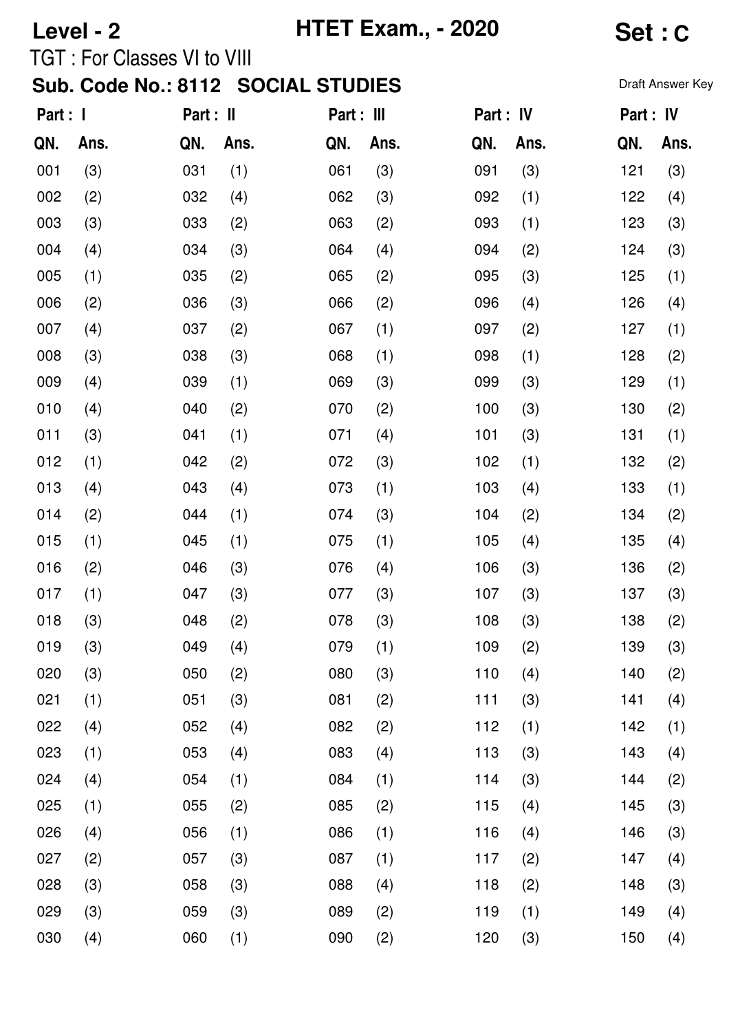**Level - 2** **HTET Exam., - 2020** **Set : C**

TGT : For Classes VI to VIII

## Sub. Code No.: 8112 SOCIAL STUDIES

Draft Answer Key

| Part : I | | Part : II | | Part : III | | Part : IV | | Part : IV | |
|---|---|---|---|---|---|---|---|---|---|
| **QN.** | **Ans.** | **QN.** | **Ans.** | **QN.** | **Ans.** | **QN.** | **Ans.** | **QN.** | **Ans.** |
| 001 | (3) | 031 | (1) | 061 | (3) | 091 | (3) | 121 | (3) |
| 002 | (2) | 032 | (4) | 062 | (3) | 092 | (1) | 122 | (4) |
| 003 | (3) | 033 | (2) | 063 | (2) | 093 | (1) | 123 | (3) |
| 004 | (4) | 034 | (3) | 064 | (4) | 094 | (2) | 124 | (3) |
| 005 | (1) | 035 | (2) | 065 | (2) | 095 | (3) | 125 | (1) |
| 006 | (2) | 036 | (3) | 066 | (2) | 096 | (4) | 126 | (4) |
| 007 | (4) | 037 | (2) | 067 | (1) | 097 | (2) | 127 | (1) |
| 008 | (3) | 038 | (3) | 068 | (1) | 098 | (1) | 128 | (2) |
| 009 | (4) | 039 | (1) | 069 | (3) | 099 | (3) | 129 | (1) |
| 010 | (4) | 040 | (2) | 070 | (2) | 100 | (3) | 130 | (2) |
| 011 | (3) | 041 | (1) | 071 | (4) | 101 | (3) | 131 | (1) |
| 012 | (1) | 042 | (2) | 072 | (3) | 102 | (1) | 132 | (2) |
| 013 | (4) | 043 | (4) | 073 | (1) | 103 | (4) | 133 | (1) |
| 014 | (2) | 044 | (1) | 074 | (3) | 104 | (2) | 134 | (2) |
| 015 | (1) | 045 | (1) | 075 | (1) | 105 | (4) | 135 | (4) |
| 016 | (2) | 046 | (3) | 076 | (4) | 106 | (3) | 136 | (2) |
| 017 | (1) | 047 | (3) | 077 | (3) | 107 | (3) | 137 | (3) |
| 018 | (3) | 048 | (2) | 078 | (3) | 108 | (3) | 138 | (2) |
| 019 | (3) | 049 | (4) | 079 | (1) | 109 | (2) | 139 | (3) |
| 020 | (3) | 050 | (2) | 080 | (3) | 110 | (4) | 140 | (2) |
| 021 | (1) | 051 | (3) | 081 | (2) | 111 | (3) | 141 | (4) |
| 022 | (4) | 052 | (4) | 082 | (2) | 112 | (1) | 142 | (1) |
| 023 | (1) | 053 | (4) | 083 | (4) | 113 | (3) | 143 | (4) |
| 024 | (4) | 054 | (1) | 084 | (1) | 114 | (3) | 144 | (2) |
| 025 | (1) | 055 | (2) | 085 | (2) | 115 | (4) | 145 | (3) |
| 026 | (4) | 056 | (1) | 086 | (1) | 116 | (4) | 146 | (3) |
| 027 | (2) | 057 | (3) | 087 | (1) | 117 | (2) | 147 | (4) |
| 028 | (3) | 058 | (3) | 088 | (4) | 118 | (2) | 148 | (3) |
| 029 | (3) | 059 | (3) | 089 | (2) | 119 | (1) | 149 | (4) |
| 030 | (4) | 060 | (1) | 090 | (2) | 120 | (3) | 150 | (4) |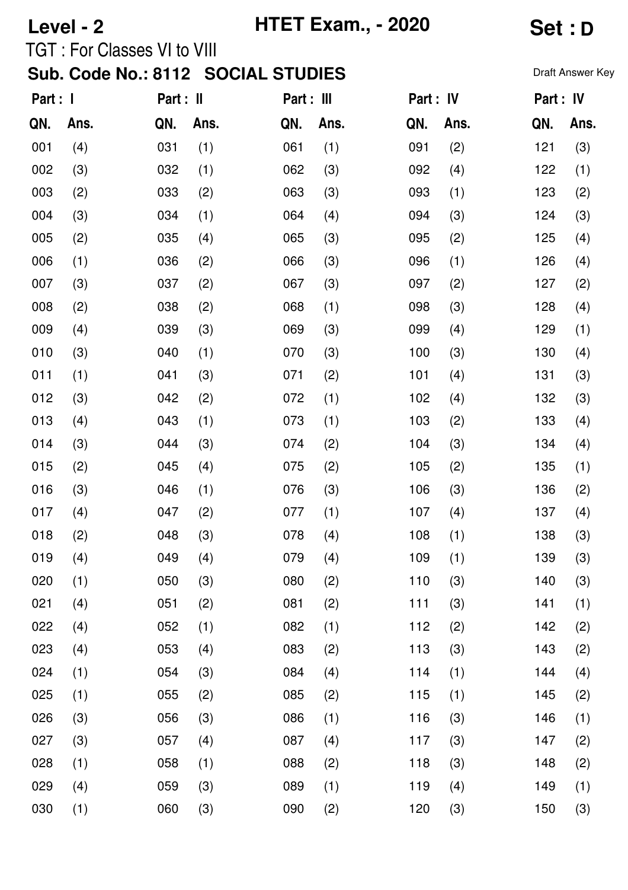**Level - 2** **HTET Exam., - 2020** **Set : D**

TGT : For Classes VI to VIII

## Sub. Code No.: 8112 SOCIAL STUDIES

Draft Answer Key

| Part : I | | Part : II | | Part : III | | Part : IV | | Part : IV | |
|---|---|---|---|---|---|---|---|---|---|
| QN. | Ans. | QN. | Ans. | QN. | Ans. | QN. | Ans. | QN. | Ans. |
| 001 | (4) | 031 | (1) | 061 | (1) | 091 | (2) | 121 | (3) |
| 002 | (3) | 032 | (1) | 062 | (3) | 092 | (4) | 122 | (1) |
| 003 | (2) | 033 | (2) | 063 | (3) | 093 | (1) | 123 | (2) |
| 004 | (3) | 034 | (1) | 064 | (4) | 094 | (3) | 124 | (3) |
| 005 | (2) | 035 | (4) | 065 | (3) | 095 | (2) | 125 | (4) |
| 006 | (1) | 036 | (2) | 066 | (3) | 096 | (1) | 126 | (4) |
| 007 | (3) | 037 | (2) | 067 | (3) | 097 | (2) | 127 | (2) |
| 008 | (2) | 038 | (2) | 068 | (1) | 098 | (3) | 128 | (4) |
| 009 | (4) | 039 | (3) | 069 | (3) | 099 | (4) | 129 | (1) |
| 010 | (3) | 040 | (1) | 070 | (3) | 100 | (3) | 130 | (4) |
| 011 | (1) | 041 | (3) | 071 | (2) | 101 | (4) | 131 | (3) |
| 012 | (3) | 042 | (2) | 072 | (1) | 102 | (4) | 132 | (3) |
| 013 | (4) | 043 | (1) | 073 | (1) | 103 | (2) | 133 | (4) |
| 014 | (3) | 044 | (3) | 074 | (2) | 104 | (3) | 134 | (4) |
| 015 | (2) | 045 | (4) | 075 | (2) | 105 | (2) | 135 | (1) |
| 016 | (3) | 046 | (1) | 076 | (3) | 106 | (3) | 136 | (2) |
| 017 | (4) | 047 | (2) | 077 | (1) | 107 | (4) | 137 | (4) |
| 018 | (2) | 048 | (3) | 078 | (4) | 108 | (1) | 138 | (3) |
| 019 | (4) | 049 | (4) | 079 | (4) | 109 | (1) | 139 | (3) |
| 020 | (1) | 050 | (3) | 080 | (2) | 110 | (3) | 140 | (3) |
| 021 | (4) | 051 | (2) | 081 | (2) | 111 | (3) | 141 | (1) |
| 022 | (4) | 052 | (1) | 082 | (1) | 112 | (2) | 142 | (2) |
| 023 | (4) | 053 | (4) | 083 | (2) | 113 | (3) | 143 | (2) |
| 024 | (1) | 054 | (3) | 084 | (4) | 114 | (1) | 144 | (4) |
| 025 | (1) | 055 | (2) | 085 | (2) | 115 | (1) | 145 | (2) |
| 026 | (3) | 056 | (3) | 086 | (1) | 116 | (3) | 146 | (1) |
| 027 | (3) | 057 | (4) | 087 | (4) | 117 | (3) | 147 | (2) |
| 028 | (1) | 058 | (1) | 088 | (2) | 118 | (3) | 148 | (2) |
| 029 | (4) | 059 | (3) | 089 | (1) | 119 | (4) | 149 | (1) |
| 030 | (1) | 060 | (3) | 090 | (2) | 120 | (3) | 150 | (3) |